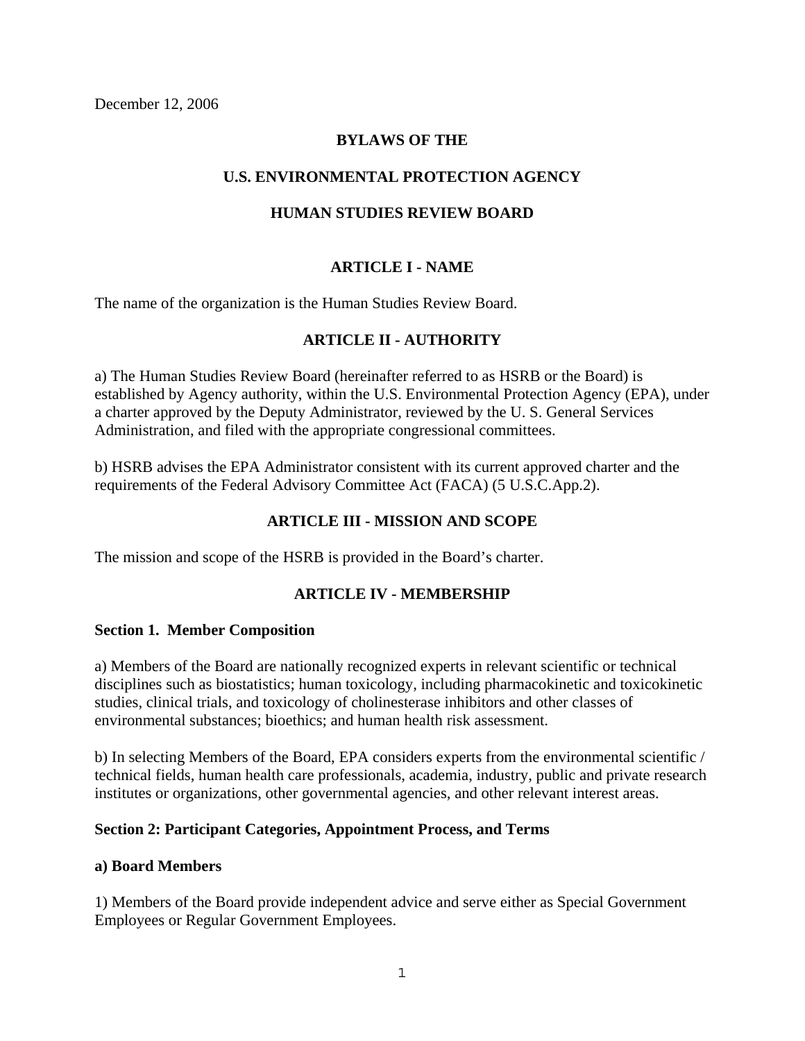December 12, 2006

# BYLAWS OF THE

# U.S. ENVIRONMENTAL PROTECTION AGENCY

# HUMAN STUDIES REVIEW BOARD

## ARTICLE I - NAME

The name of the organization is the Human Studies Review Board.

## ARTICLE II - AUTHORITY

a) The Human Studies Review Board (hereinafter referred to as HSRB or the Board) is established by Agency authority, within the U.S. Environmental Protection Agency (EPA), under a charter approved by the Deputy Administrator, reviewed by the U. S. General Services Administration, and filed with the appropriate congressional committees.

b) HSRB advises the EPA Administrator consistent with its current approved charter and the requirements of the Federal Advisory Committee Act (FACA) (5 U.S.C.App.2).

## ARTICLE III - MISSION AND SCOPE

The mission and scope of the HSRB is provided in the Board's charter.

## ARTICLE IV - MEMBERSHIP

### Section 1. Member Composition

a) Members of the Board are nationally recognized experts in relevant scientific or technical disciplines such as biostatistics; human toxicology, including pharmacokinetic and toxicokinetic studies, clinical trials, and toxicology of cholinesterase inhibitors and other classes of environmental substances; bioethics; and human health risk assessment.

b) In selecting Members of the Board, EPA considers experts from the environmental scientific / technical fields, human health care professionals, academia, industry, public and private research institutes or organizations, other governmental agencies, and other relevant interest areas.

### Section 2: Participant Categories, Appointment Process, and Terms

#### a) Board Members

1) Members of the Board provide independent advice and serve either as Special Government Employees or Regular Government Employees.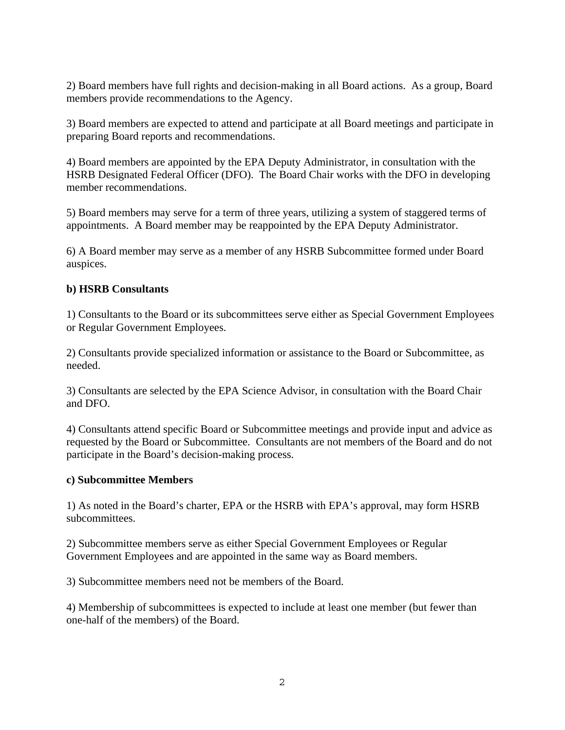2) Board members have full rights and decision-making in all Board actions. As a group, Board members provide recommendations to the Agency.

3) Board members are expected to attend and participate at all Board meetings and participate in preparing Board reports and recommendations.

4) Board members are appointed by the EPA Deputy Administrator, in consultation with the HSRB Designated Federal Officer (DFO). The Board Chair works with the DFO in developing member recommendations.

5) Board members may serve for a term of three years, utilizing a system of staggered terms of appointments. A Board member may be reappointed by the EPA Deputy Administrator.

6) A Board member may serve as a member of any HSRB Subcommittee formed under Board auspices.

**b) HSRB Consultants**

1) Consultants to the Board or its subcommittees serve either as Special Government Employees or Regular Government Employees.

2) Consultants provide specialized information or assistance to the Board or Subcommittee, as needed.

3) Consultants are selected by the EPA Science Advisor, in consultation with the Board Chair and DFO.

4) Consultants attend specific Board or Subcommittee meetings and provide input and advice as requested by the Board or Subcommittee. Consultants are not members of the Board and do not participate in the Board's decision-making process.

**c) Subcommittee Members**

1) As noted in the Board's charter, EPA or the HSRB with EPA's approval, may form HSRB subcommittees.

2) Subcommittee members serve as either Special Government Employees or Regular Government Employees and are appointed in the same way as Board members.

3) Subcommittee members need not be members of the Board.

4) Membership of subcommittees is expected to include at least one member (but fewer than one-half of the members) of the Board.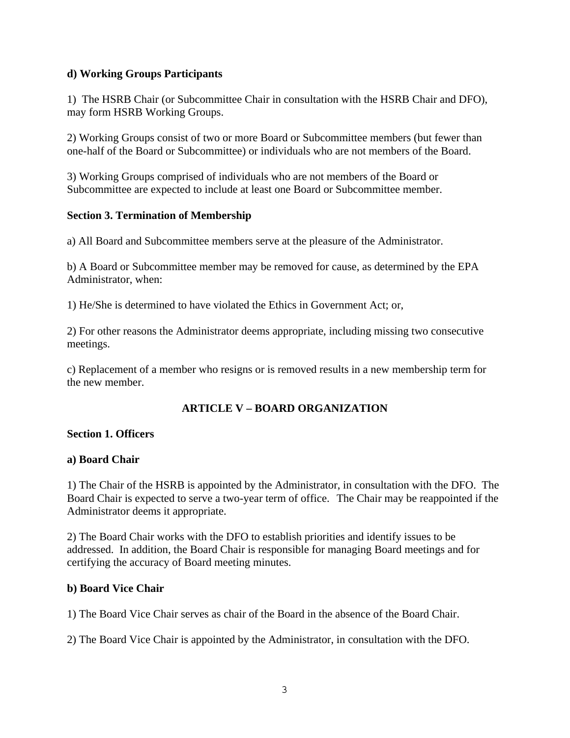**d) Working Groups Participants**

1) The HSRB Chair (or Subcommittee Chair in consultation with the HSRB Chair and DFO), may form HSRB Working Groups.

2) Working Groups consist of two or more Board or Subcommittee members (but fewer than one-half of the Board or Subcommittee) or individuals who are not members of the Board.

3) Working Groups comprised of individuals who are not members of the Board or Subcommittee are expected to include at least one Board or Subcommittee member.

**Section 3. Termination of Membership**

a) All Board and Subcommittee members serve at the pleasure of the Administrator.

b) A Board or Subcommittee member may be removed for cause, as determined by the EPA Administrator, when:

1) He/She is determined to have violated the Ethics in Government Act; or,

2) For other reasons the Administrator deems appropriate, including missing two consecutive meetings.

c) Replacement of a member who resigns or is removed results in a new membership term for the new member.

## ARTICLE V – BOARD ORGANIZATION

**Section 1. Officers**

**a) Board Chair**

1) The Chair of the HSRB is appointed by the Administrator, in consultation with the DFO. The Board Chair is expected to serve a two-year term of office. The Chair may be reappointed if the Administrator deems it appropriate.

2) The Board Chair works with the DFO to establish priorities and identify issues to be addressed. In addition, the Board Chair is responsible for managing Board meetings and for certifying the accuracy of Board meeting minutes.

**b) Board Vice Chair**

1) The Board Vice Chair serves as chair of the Board in the absence of the Board Chair.

2) The Board Vice Chair is appointed by the Administrator, in consultation with the DFO.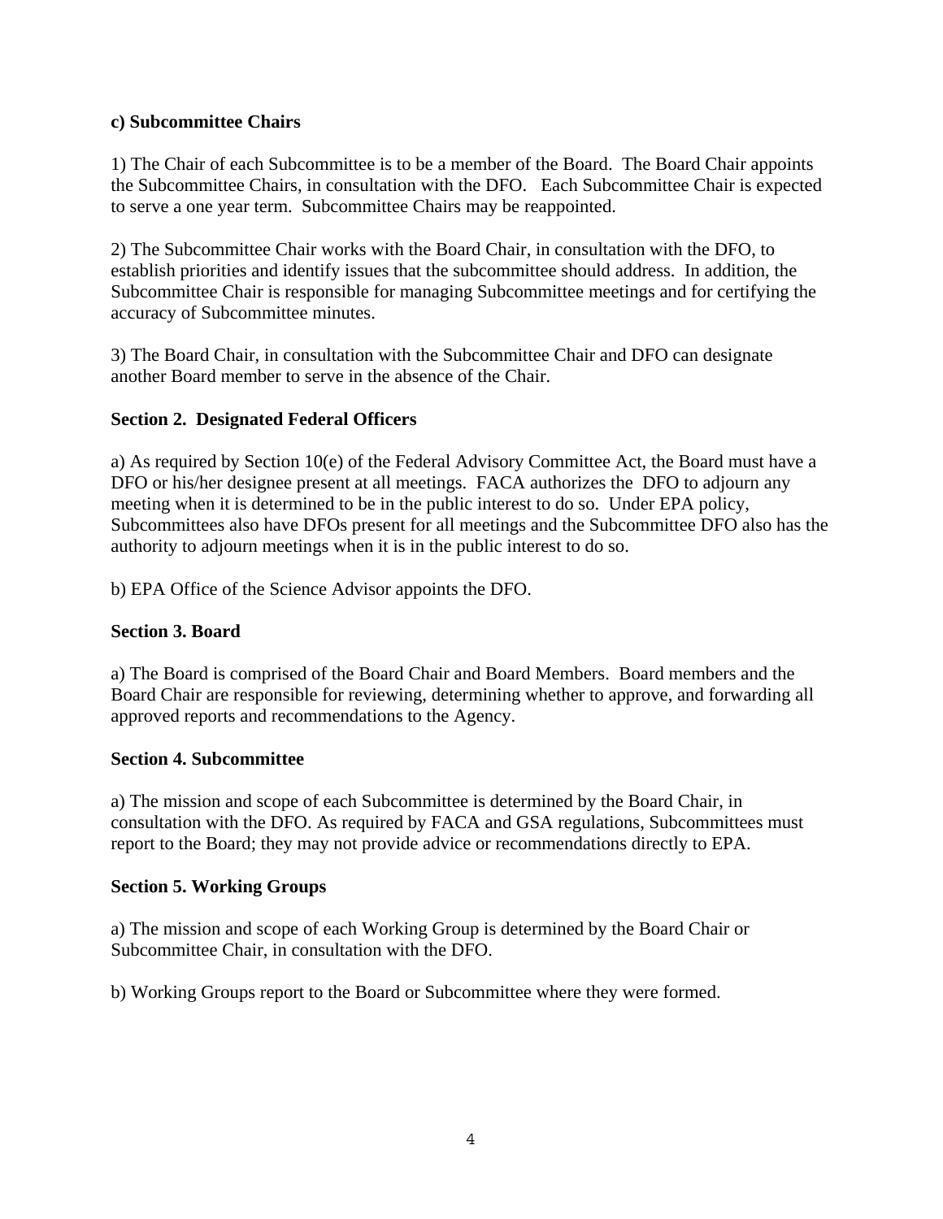**c) Subcommittee Chairs**

1) The Chair of each Subcommittee is to be a member of the Board. The Board Chair appoints the Subcommittee Chairs, in consultation with the DFO. Each Subcommittee Chair is expected to serve a one year term. Subcommittee Chairs may be reappointed.

2) The Subcommittee Chair works with the Board Chair, in consultation with the DFO, to establish priorities and identify issues that the subcommittee should address. In addition, the Subcommittee Chair is responsible for managing Subcommittee meetings and for certifying the accuracy of Subcommittee minutes.

3) The Board Chair, in consultation with the Subcommittee Chair and DFO can designate another Board member to serve in the absence of the Chair.

**Section 2. Designated Federal Officers**

a) As required by Section 10(e) of the Federal Advisory Committee Act, the Board must have a DFO or his/her designee present at all meetings. FACA authorizes the DFO to adjourn any meeting when it is determined to be in the public interest to do so. Under EPA policy, Subcommittees also have DFOs present for all meetings and the Subcommittee DFO also has the authority to adjourn meetings when it is in the public interest to do so.

b) EPA Office of the Science Advisor appoints the DFO.

**Section 3. Board**

a) The Board is comprised of the Board Chair and Board Members. Board members and the Board Chair are responsible for reviewing, determining whether to approve, and forwarding all approved reports and recommendations to the Agency.

**Section 4. Subcommittee**

a) The mission and scope of each Subcommittee is determined by the Board Chair, in consultation with the DFO. As required by FACA and GSA regulations, Subcommittees must report to the Board; they may not provide advice or recommendations directly to EPA.

**Section 5. Working Groups**

a) The mission and scope of each Working Group is determined by the Board Chair or Subcommittee Chair, in consultation with the DFO.

b) Working Groups report to the Board or Subcommittee where they were formed.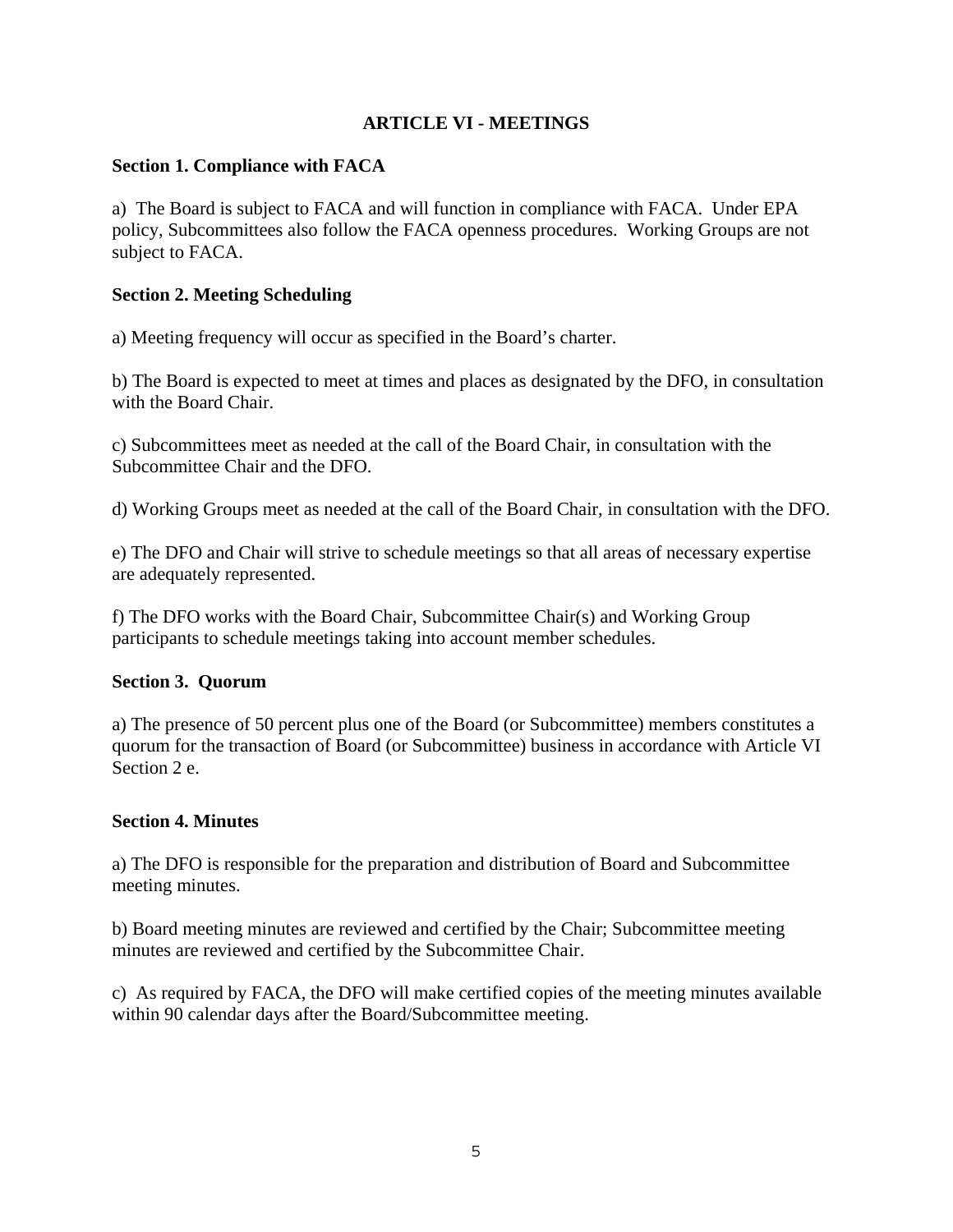## ARTICLE VI - MEETINGS

### Section 1. Compliance with FACA

a) The Board is subject to FACA and will function in compliance with FACA. Under EPA policy, Subcommittees also follow the FACA openness procedures. Working Groups are not subject to FACA.

### Section 2. Meeting Scheduling

a) Meeting frequency will occur as specified in the Board's charter.

b) The Board is expected to meet at times and places as designated by the DFO, in consultation with the Board Chair.

c) Subcommittees meet as needed at the call of the Board Chair, in consultation with the Subcommittee Chair and the DFO.

d) Working Groups meet as needed at the call of the Board Chair, in consultation with the DFO.

e) The DFO and Chair will strive to schedule meetings so that all areas of necessary expertise are adequately represented.

f) The DFO works with the Board Chair, Subcommittee Chair(s) and Working Group participants to schedule meetings taking into account member schedules.

### Section 3. Quorum

a) The presence of 50 percent plus one of the Board (or Subcommittee) members constitutes a quorum for the transaction of Board (or Subcommittee) business in accordance with Article VI Section 2 e.

### Section 4. Minutes

a) The DFO is responsible for the preparation and distribution of Board and Subcommittee meeting minutes.

b) Board meeting minutes are reviewed and certified by the Chair; Subcommittee meeting minutes are reviewed and certified by the Subcommittee Chair.

c) As required by FACA, the DFO will make certified copies of the meeting minutes available within 90 calendar days after the Board/Subcommittee meeting.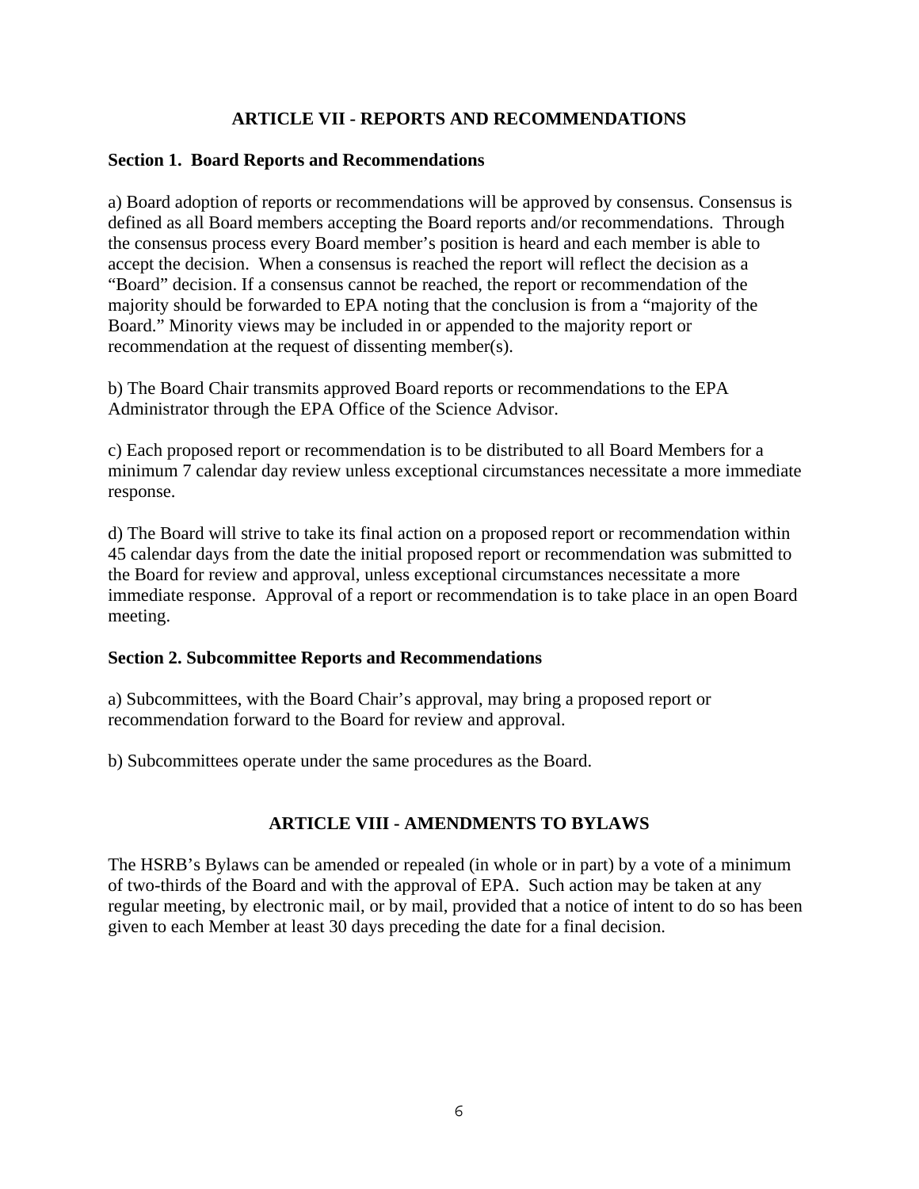## ARTICLE VII - REPORTS AND RECOMMENDATIONS

### Section 1. Board Reports and Recommendations

a) Board adoption of reports or recommendations will be approved by consensus. Consensus is defined as all Board members accepting the Board reports and/or recommendations. Through the consensus process every Board member's position is heard and each member is able to accept the decision. When a consensus is reached the report will reflect the decision as a "Board" decision. If a consensus cannot be reached, the report or recommendation of the majority should be forwarded to EPA noting that the conclusion is from a "majority of the Board." Minority views may be included in or appended to the majority report or recommendation at the request of dissenting member(s).

b) The Board Chair transmits approved Board reports or recommendations to the EPA Administrator through the EPA Office of the Science Advisor.

c) Each proposed report or recommendation is to be distributed to all Board Members for a minimum 7 calendar day review unless exceptional circumstances necessitate a more immediate response.

d) The Board will strive to take its final action on a proposed report or recommendation within 45 calendar days from the date the initial proposed report or recommendation was submitted to the Board for review and approval, unless exceptional circumstances necessitate a more immediate response. Approval of a report or recommendation is to take place in an open Board meeting.

### Section 2. Subcommittee Reports and Recommendations

a) Subcommittees, with the Board Chair's approval, may bring a proposed report or recommendation forward to the Board for review and approval.

b) Subcommittees operate under the same procedures as the Board.

## ARTICLE VIII - AMENDMENTS TO BYLAWS

The HSRB's Bylaws can be amended or repealed (in whole or in part) by a vote of a minimum of two-thirds of the Board and with the approval of EPA. Such action may be taken at any regular meeting, by electronic mail, or by mail, provided that a notice of intent to do so has been given to each Member at least 30 days preceding the date for a final decision.